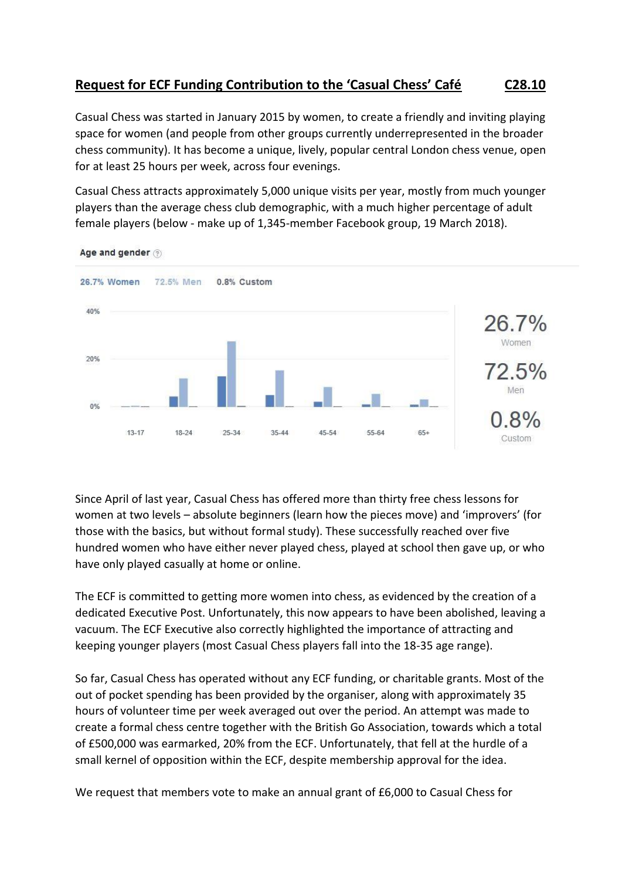## Request for ECF Funding Contribution to the 'Casual Chess' Café C28.10

Casual Chess was started in January 2015 by women, to create a friendly and inviting playing space for women (and people from other groups currently underrepresented in the broader chess community). It has become a unique, lively, popular central London chess venue, open for at least 25 hours per week, across four evenings.

Casual Chess attracts approximately 5,000 unique visits per year, mostly from much younger players than the average chess club demographic, with a much higher percentage of adult female players (below - make up of 1,345-member Facebook group, 19 March 2018).

Age and gender

26.7% Women 72.5% Men 0.8% Custom

Since April of last year, Casual Chess has offered more than thirty free chess lessons for women at two levels – absolute beginners (learn how the pieces move) and 'improvers' (for those with the basics, but without formal study). These successfully reached over five hundred women who have either never played chess, played at school then gave up, or who have only played casually at home or online.

The ECF is committed to getting more women into chess, as evidenced by the creation of a dedicated Executive Post. Unfortunately, this now appears to have been abolished, leaving a vacuum. The ECF Executive also correctly highlighted the importance of attracting and keeping younger players (most Casual Chess players fall into the 18-35 age range).

So far, Casual Chess has operated without any ECF funding, or charitable grants. Most of the out of pocket spending has been provided by the organiser, along with approximately 35 hours of volunteer time per week averaged out over the period. An attempt was made to create a formal chess centre together with the British Go Association, towards which a total of £500,000 was earmarked, 20% from the ECF. Unfortunately, that fell at the hurdle of a small kernel of opposition within the ECF, despite membership approval for the idea.

We request that members vote to make an annual grant of £6,000 to Casual Chess for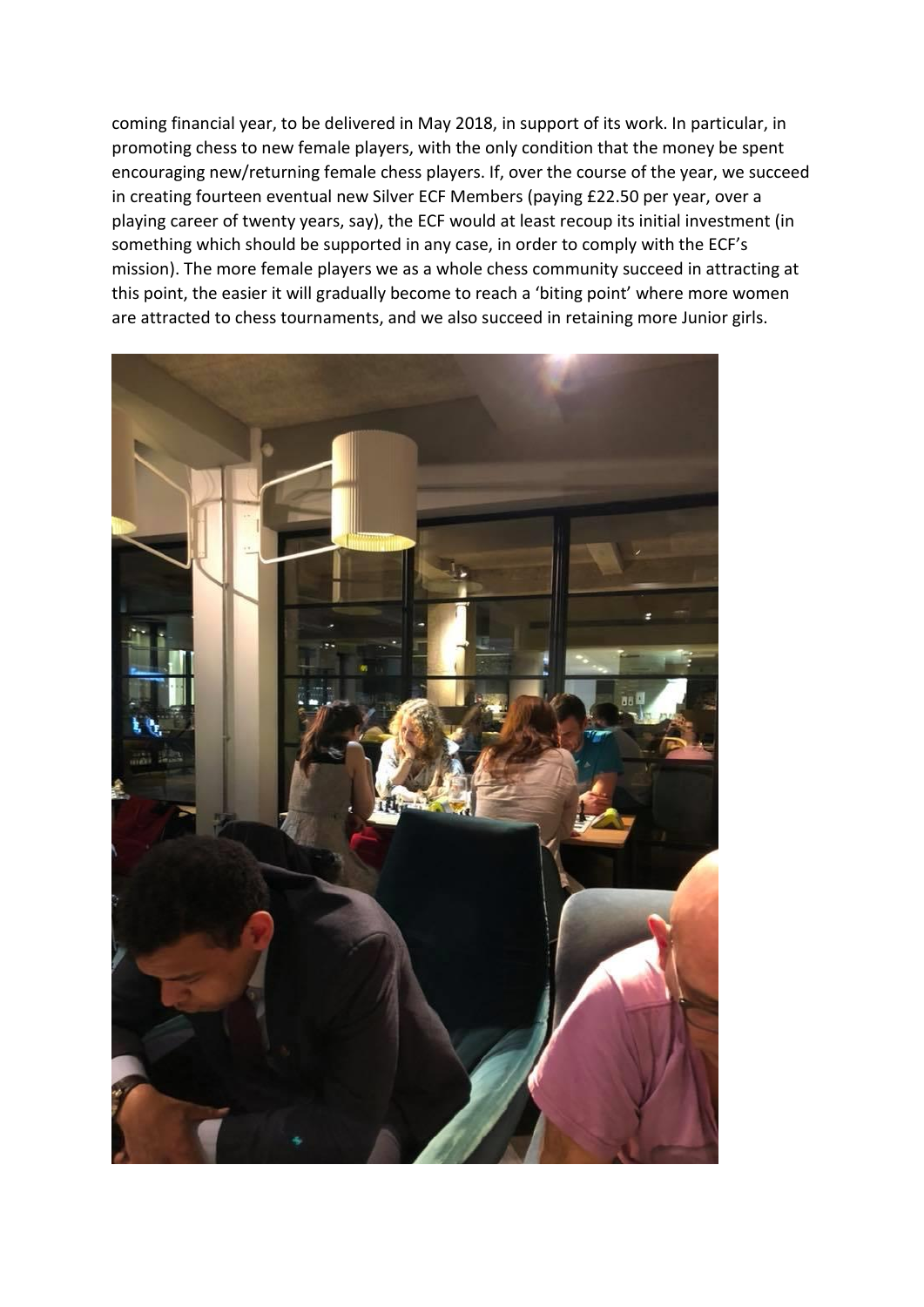coming financial year, to be delivered in May 2018, in support of its work. In particular, in promoting chess to new female players, with the only condition that the money be spent encouraging new/returning female chess players. If, over the course of the year, we succeed in creating fourteen eventual new Silver ECF Members (paying £22.50 per year, over a playing career of twenty years, say), the ECF would at least recoup its initial investment (in something which should be supported in any case, in order to comply with the ECF's mission). The more female players we as a whole chess community succeed in attracting at this point, the easier it will gradually become to reach a 'biting point' where more women are attracted to chess tournaments, and we also succeed in retaining more Junior girls.